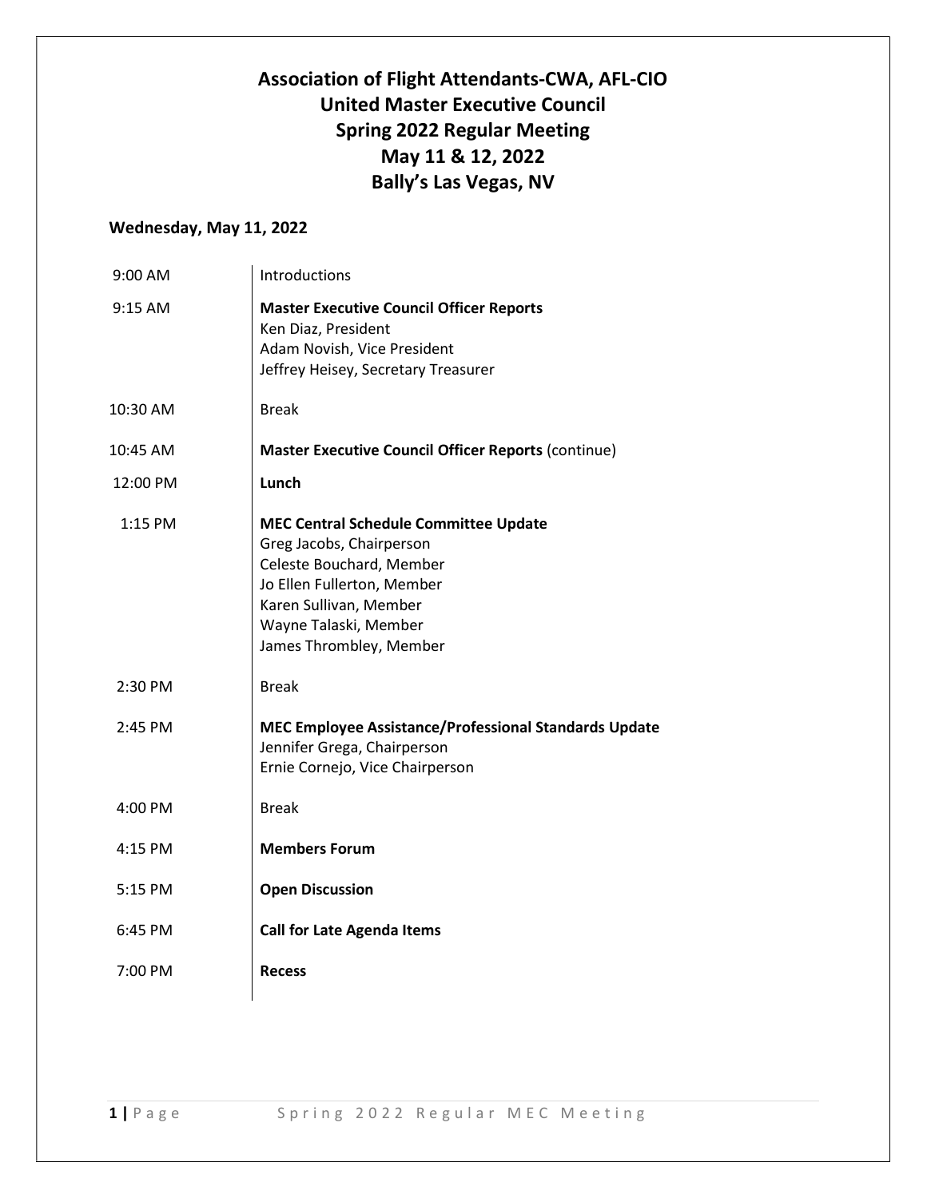# Association of Flight Attendants-CWA, AFL-CIO
# United Master Executive Council
# Spring 2022 Regular Meeting
# May 11 & 12, 2022
# Bally's Las Vegas, NV

## Wednesday, May 11, 2022

| Time | Item |
|---|---|
| 9:00 AM | Introductions |
| 9:15 AM | **Master Executive Council Officer Reports**<br>Ken Diaz, President<br>Adam Novish, Vice President<br>Jeffrey Heisey, Secretary Treasurer |
| 10:30 AM | Break |
| 10:45 AM | **Master Executive Council Officer Reports** (continue) |
| 12:00 PM | **Lunch** |
| 1:15 PM | **MEC Central Schedule Committee Update**<br>Greg Jacobs, Chairperson<br>Celeste Bouchard, Member<br>Jo Ellen Fullerton, Member<br>Karen Sullivan, Member<br>Wayne Talaski, Member<br>James Thrombley, Member |
| 2:30 PM | Break |
| 2:45 PM | **MEC Employee Assistance/Professional Standards Update**<br>Jennifer Grega, Chairperson<br>Ernie Cornejo, Vice Chairperson |
| 4:00 PM | Break |
| 4:15 PM | **Members Forum** |
| 5:15 PM | **Open Discussion** |
| 6:45 PM | **Call for Late Agenda Items** |
| 7:00 PM | **Recess** |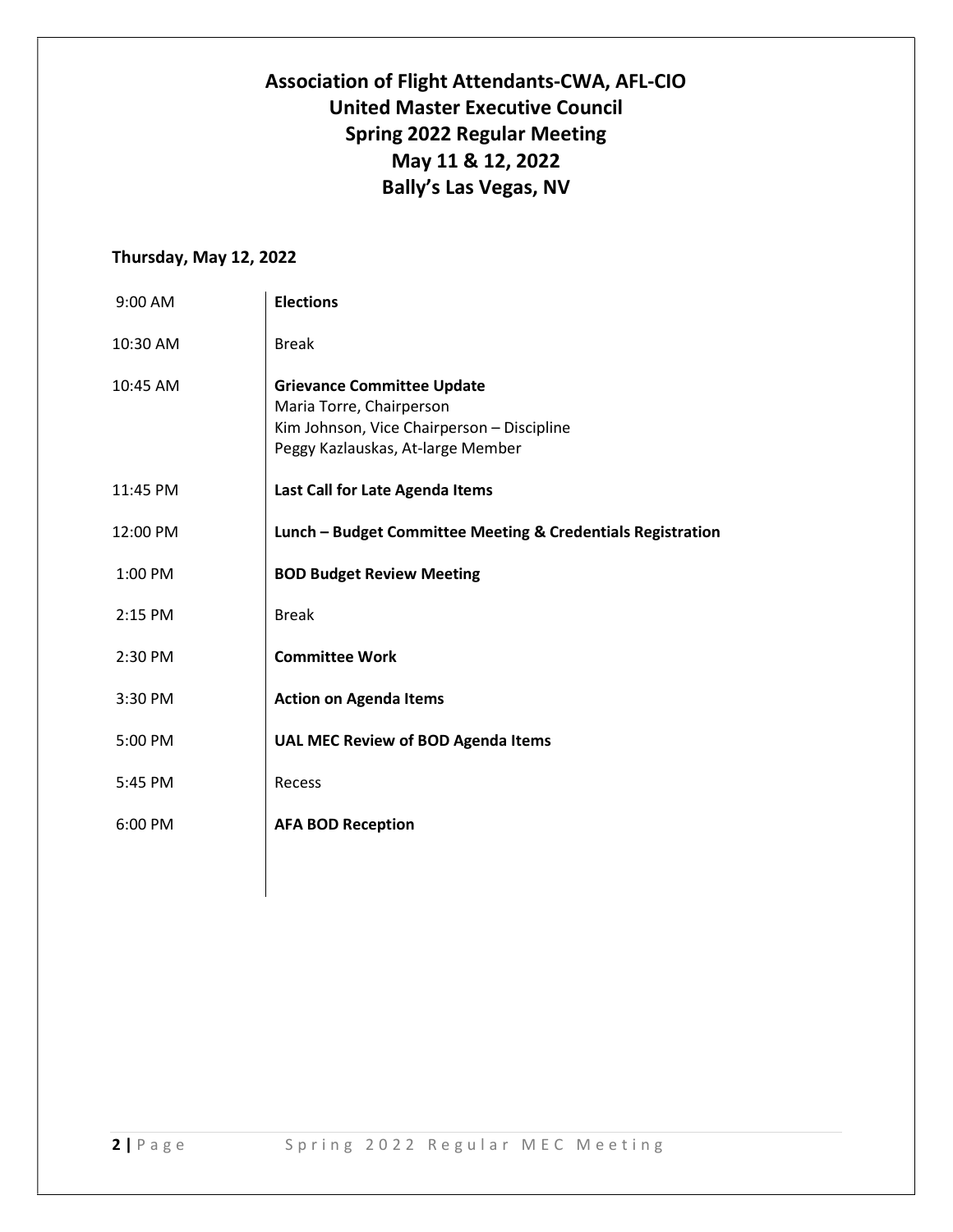# Association of Flight Attendants-CWA, AFL-CIO
# United Master Executive Council
# Spring 2022 Regular Meeting
# May 11 & 12, 2022
# Bally's Las Vegas, NV

**Thursday, May 12, 2022**

| | |
|---|---|
| 9:00 AM | **Elections** |
| 10:30 AM | Break |
| 10:45 AM | **Grievance Committee Update**<br>Maria Torre, Chairperson<br>Kim Johnson, Vice Chairperson – Discipline<br>Peggy Kazlauskas, At-large Member |
| 11:45 PM | **Last Call for Late Agenda Items** |
| 12:00 PM | **Lunch – Budget Committee Meeting & Credentials Registration** |
| 1:00 PM | **BOD Budget Review Meeting** |
| 2:15 PM | Break |
| 2:30 PM | **Committee Work** |
| 3:30 PM | **Action on Agenda Items** |
| 5:00 PM | **UAL MEC Review of BOD Agenda Items** |
| 5:45 PM | Recess |
| 6:00 PM | **AFA BOD Reception** |